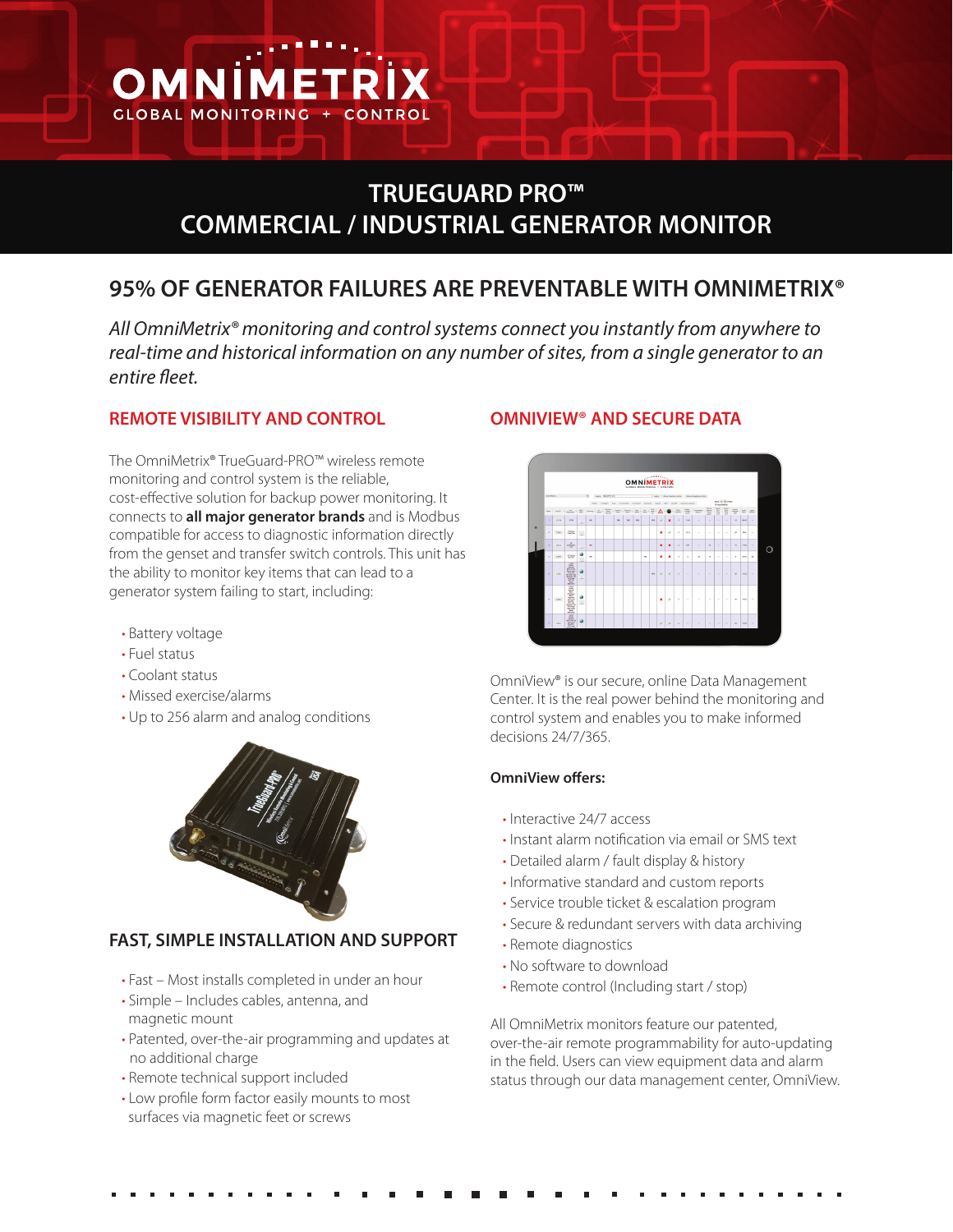# OMNIMETRIX

GLOBAL MONITORING + CONTROL

## TRUEGUARD PRO™
## COMMERCIAL / INDUSTRIAL GENERATOR MONITOR

## 95% OF GENERATOR FAILURES ARE PREVENTABLE WITH OMNIMETRIX®

*All OmniMetrix® monitoring and control systems connect you instantly from anywhere to real-time and historical information on any number of sites, from a single generator to an entire fleet.*

### REMOTE VISIBILITY AND CONTROL

The OmniMetrix® TrueGuard-PRO™ wireless remote monitoring and control system is the reliable, cost-effective solution for backup power monitoring. It connects to **all major generator brands** and is Modbus compatible for access to diagnostic information directly from the genset and transfer switch controls. This unit has the ability to monitor key items that can lead to a generator system failing to start, including:

- Battery voltage
- Fuel status
- Coolant status
- Missed exercise/alarms
- Up to 256 alarm and analog conditions

### FAST, SIMPLE INSTALLATION AND SUPPORT

- Fast – Most installs completed in under an hour
- Simple – Includes cables, antenna, and magnetic mount
- Patented, over-the-air programming and updates at no additional charge
- Remote technical support included
- Low profile form factor easily mounts to most surfaces via magnetic feet or screws

### OMNIVIEW® AND SECURE DATA

OmniView® is our secure, online Data Management Center. It is the real power behind the monitoring and control system and enables you to make informed decisions 24/7/365.

**OmniView offers:**

- Interactive 24/7 access
- Instant alarm notification via email or SMS text
- Detailed alarm / fault display & history
- Informative standard and custom reports
- Service trouble ticket & escalation program
- Secure & redundant servers with data archiving
- Remote diagnostics
- No software to download
- Remote control (Including start / stop)

All OmniMetrix monitors feature our patented, over-the-air remote programmability for auto-updating in the field. Users can view equipment data and alarm status through our data management center, OmniView.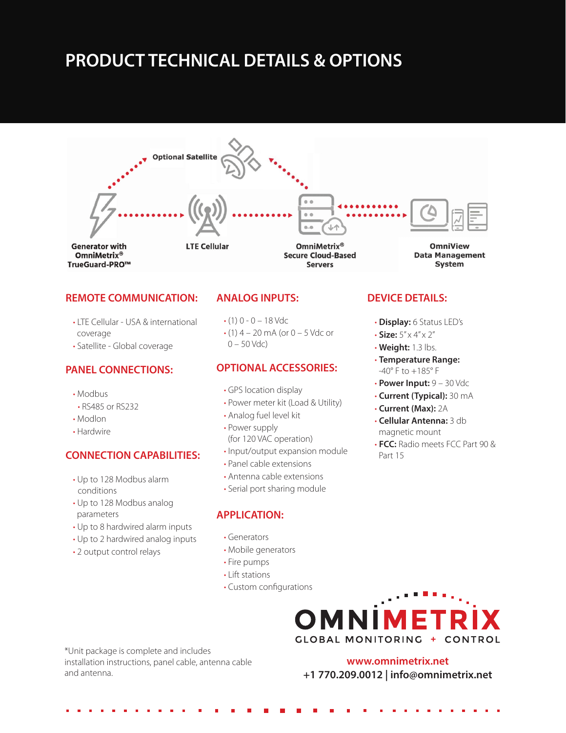# PRODUCT TECHNICAL DETAILS & OPTIONS

Optional Satellite

Generator with OmniMetrix® TrueGuard-PRO™

LTE Cellular

OmniMetrix® Secure Cloud-Based Servers

OmniView Data Management System

## REMOTE COMMUNICATION:

- LTE Cellular - USA & international coverage
- Satellite - Global coverage

## PANEL CONNECTIONS:

- Modbus
  - RS485 or RS232
- ModIon
- Hardwire

## CONNECTION CAPABILITIES:

- Up to 128 Modbus alarm conditions
- Up to 128 Modbus analog parameters
- Up to 8 hardwired alarm inputs
- Up to 2 hardwired analog inputs
- 2 output control relays

## ANALOG INPUTS:

- (1) 0 - 0 – 18 Vdc
- (1) 4 – 20 mA (or 0 – 5 Vdc or 0 – 50 Vdc)

## OPTIONAL ACCESSORIES:

- GPS location display
- Power meter kit (Load & Utility)
- Analog fuel level kit
- Power supply (for 120 VAC operation)
- Input/output expansion module
- Panel cable extensions
- Antenna cable extensions
- Serial port sharing module

## APPLICATION:

- Generators
- Mobile generators
- Fire pumps
- Lift stations
- Custom configurations

## DEVICE DETAILS:

- **Display:** 6 Status LED's
- **Size:** 5" x 4" x 2"
- **Weight:** 1.3 lbs.
- **Temperature Range:** -40° F to +185° F
- **Power Input:** 9 – 30 Vdc
- **Current (Typical):** 30 mA
- **Current (Max):** 2A
- **Cellular Antenna:** 3 db magnetic mount
- **FCC:** Radio meets FCC Part 90 & Part 15

*Unit package is complete and includes installation instructions, panel cable, antenna cable and antenna.

OMNIMETRIX
GLOBAL MONITORING + CONTROL

www.omnimetrix.net
+1 770.209.0012 | info@omnimetrix.net